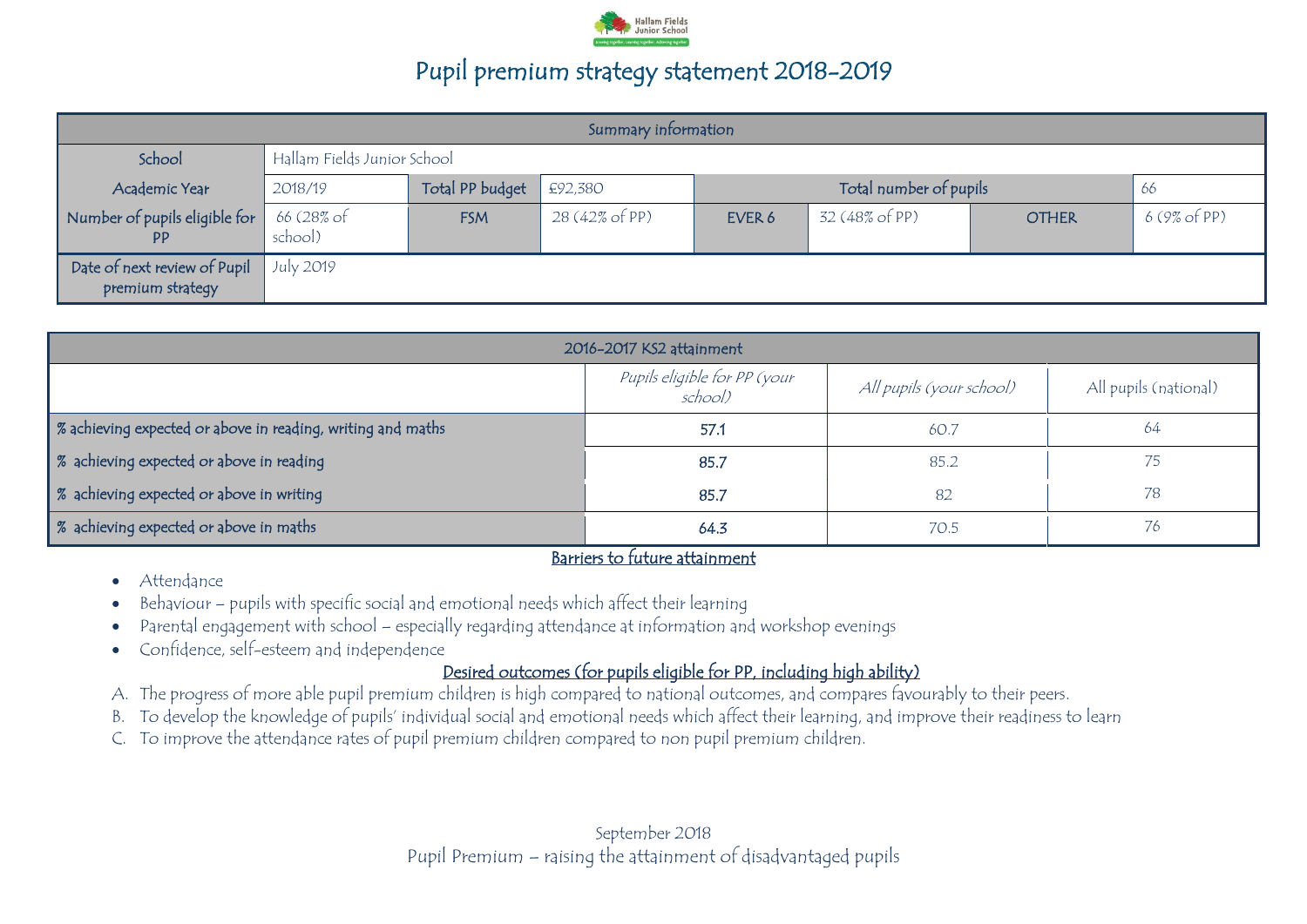# Pupil premium strategy statement 2018-2019

| Summary information | | | | | | | |
|---|---|---|---|---|---|---|---|
| School | Hallam Fields Junior School | | | | | | |
| Academic Year | 2018/19 | Total PP budget | £92,380 | Total number of pupils | | | 66 |
| Number of pupils eligible for PP | 66 (28% of school) | FSM | 28 (42% of PP) | EVER 6 | 32 (48% of PP) | OTHER | 6 (9% of PP) |
| Date of next review of Pupil premium strategy | July 2019 | | | | | | |

| 2016-2017 KS2 attainment | | | |
|---|---|---|---|
| | *Pupils eligible for PP (your school)* | *All pupils (your school)* | All pupils (national) |
| % achieving expected or above in reading, writing and maths | 57.1 | 60.7 | 64 |
| % achieving expected or above in reading | 85.7 | 85.2 | 75 |
| % achieving expected or above in writing | 85.7 | 82 | 78 |
| % achieving expected or above in maths | 64.3 | 70.5 | 76 |

## Barriers to future attainment

- Attendance
- Behaviour – pupils with specific social and emotional needs which affect their learning
- Parental engagement with school – especially regarding attendance at information and workshop evenings
- Confidence, self-esteem and independence

## Desired outcomes (for pupils eligible for PP, including high ability)

A. The progress of more able pupil premium children is high compared to national outcomes, and compares favourably to their peers.
B. To develop the knowledge of pupils' individual social and emotional needs which affect their learning, and improve their readiness to learn
C. To improve the attendance rates of pupil premium children compared to non pupil premium children.

September 2018

Pupil Premium – raising the attainment of disadvantaged pupils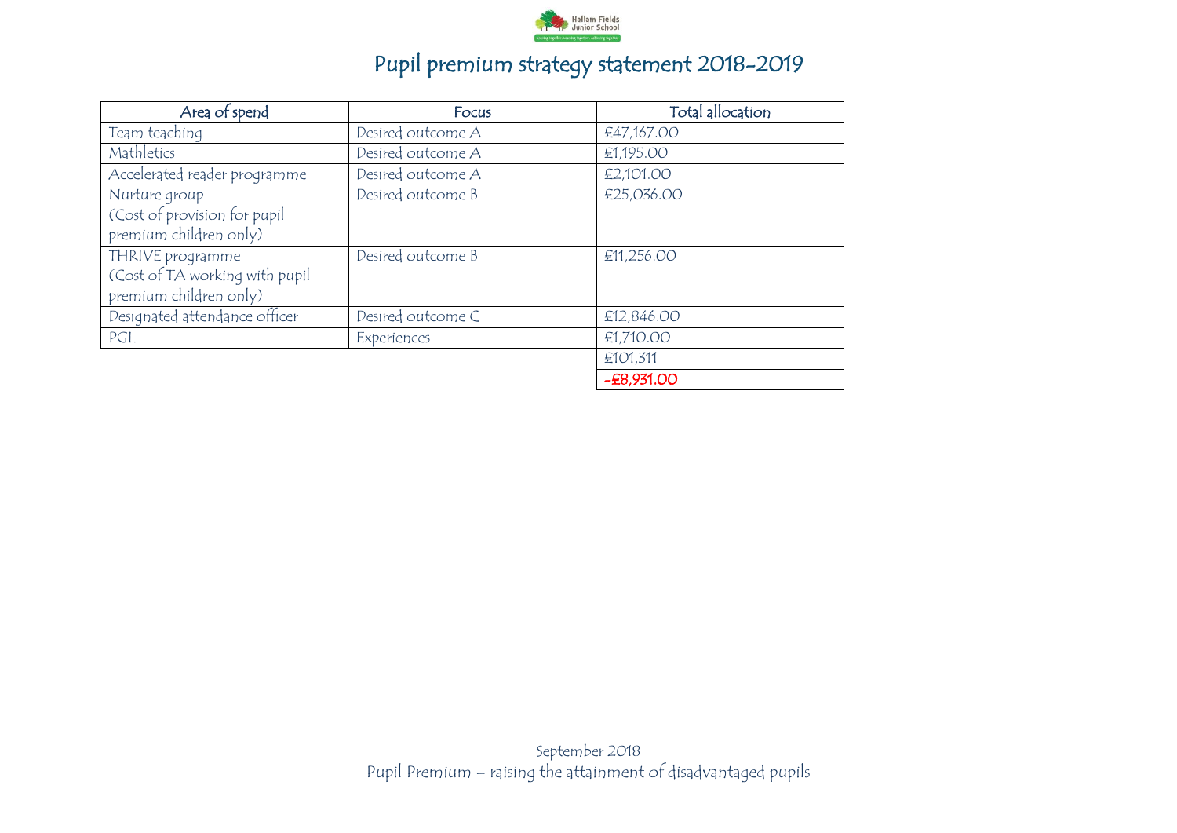# Pupil premium strategy statement 2018-2019

| Area of spend | Focus | Total allocation |
|---|---|---|
| Team teaching | Desired outcome A | £47,167.00 |
| Mathletics | Desired outcome A | £1,195.00 |
| Accelerated reader programme | Desired outcome A | £2,101.00 |
| Nurture group (Cost of provision for pupil premium children only) | Desired outcome B | £25,036.00 |
| THRIVE programme (Cost of TA working with pupil premium children only) | Desired outcome B | £11,256.00 |
| Designated attendance officer | Desired outcome C | £12,846.00 |
| PGL | Experiences | £1,710.00 |
| | | £101,311 |
| | | **-£8,931.00** |

September 2018
Pupil Premium – raising the attainment of disadvantaged pupils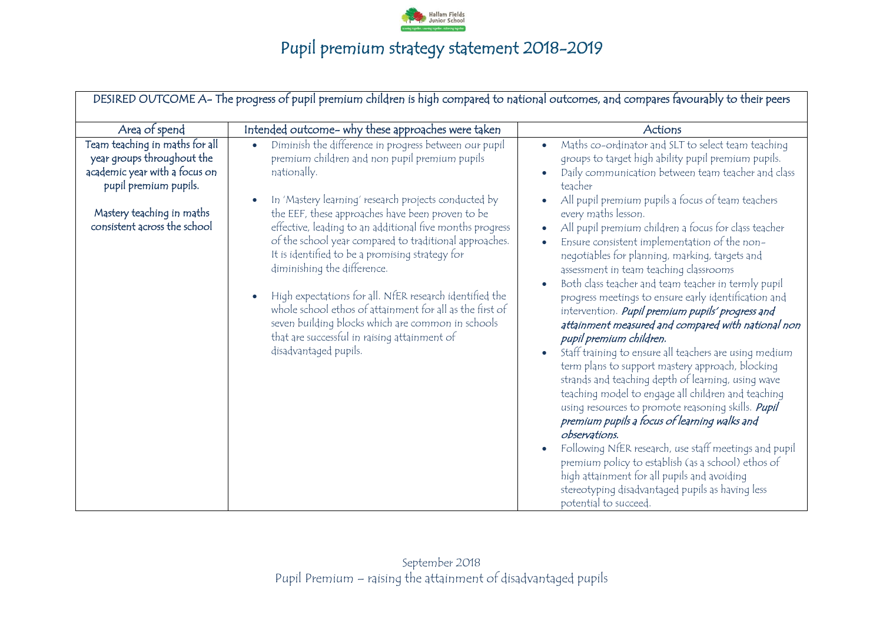# Pupil premium strategy statement 2018-2019

| DESIRED OUTCOME A- The progress of pupil premium children is high compared to national outcomes, and compares favourably to their peers | | |
|---|---|---|
| **Area of spend** | **Intended outcome- why these approaches were taken** | **Actions** |
| Team teaching in maths for all year groups throughout the academic year with a focus on pupil premium pupils.<br><br>Mastery teaching in maths consistent across the school | • Diminish the difference in progress between our pupil premium children and non pupil premium pupils nationally.<br><br>• In 'Mastery learning' research projects conducted by the EEF, these approaches have been proven to be effective, leading to an additional five months progress of the school year compared to traditional approaches. It is identified to be a promising strategy for diminishing the difference.<br><br>• High expectations for all. NfER research identified the whole school ethos of attainment for all as the first of seven building blocks which are common in schools that are successful in raising attainment of disadvantaged pupils. | • Maths co-ordinator and SLT to select team teaching groups to target high ability pupil premium pupils.<br>• Daily communication between team teacher and class teacher<br>• All pupil premium pupils a focus of team teachers every maths lesson.<br>• All pupil premium children a focus for class teacher<br>• Ensure consistent implementation of the non-negotiables for planning, marking, targets and assessment in team teaching classrooms<br>• Both class teacher and team teacher in termly pupil progress meetings to ensure early identification and intervention. ***Pupil premium pupils' progress and attainment measured and compared with national non pupil premium children.***<br>• Staff training to ensure all teachers are using medium term plans to support mastery approach, blocking strands and teaching depth of learning, using wave teaching model to engage all children and teaching using resources to promote reasoning skills. ***Pupil premium pupils a focus of learning walks and observations.***<br>• Following NfER research, use staff meetings and pupil premium policy to establish (as a school) ethos of high attainment for all pupils and avoiding stereotyping disadvantaged pupils as having less potential to succeed. |

September 2018

Pupil Premium – raising the attainment of disadvantaged pupils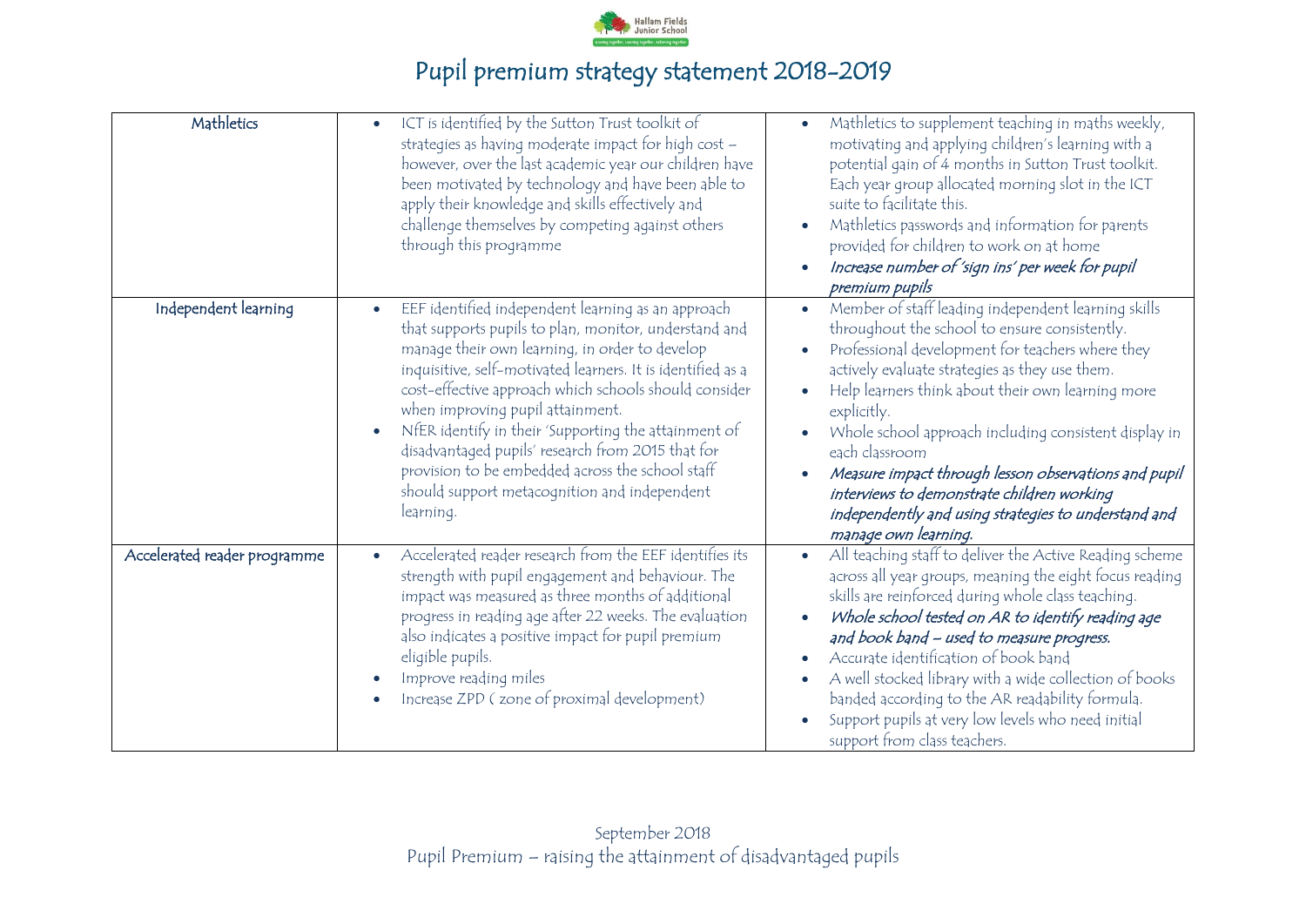# Pupil premium strategy statement 2018-2019

| | | |
|---|---|---|
| Mathletics | • ICT is identified by the Sutton Trust toolkit of strategies as having moderate impact for high cost – however, over the last academic year our children have been motivated by technology and have been able to apply their knowledge and skills effectively and challenge themselves by competing against others through this programme | • Mathletics to supplement teaching in maths weekly, motivating and applying children's learning with a potential gain of 4 months in Sutton Trust toolkit. Each year group allocated morning slot in the ICT suite to facilitate this.<br>• Mathletics passwords and information for parents provided for children to work on at home<br>• *Increase number of 'sign ins' per week for pupil premium pupils* |
| Independent learning | • EEF identified independent learning as an approach that supports pupils to plan, monitor, understand and manage their own learning, in order to develop inquisitive, self-motivated learners. It is identified as a cost-effective approach which schools should consider when improving pupil attainment.<br>• NfER identify in their 'Supporting the attainment of disadvantaged pupils' research from 2015 that for provision to be embedded across the school staff should support metacognition and independent learning. | • Member of staff leading independent learning skills throughout the school to ensure consistently.<br>• Professional development for teachers where they actively evaluate strategies as they use them.<br>• Help learners think about their own learning more explicitly.<br>• Whole school approach including consistent display in each classroom<br>• ***Measure impact through lesson observations and pupil interviews to demonstrate children working independently and using strategies to understand and manage own learning.*** |
| Accelerated reader programme | • Accelerated reader research from the EEF identifies its strength with pupil engagement and behaviour. The impact was measured as three months of additional progress in reading age after 22 weeks. The evaluation also indicates a positive impact for pupil premium eligible pupils.<br>• Improve reading miles<br>• Increase ZPD ( zone of proximal development) | • All teaching staff to deliver the Active Reading scheme across all year groups, meaning the eight focus reading skills are reinforced during whole class teaching.<br>• ***Whole school tested on AR to identify reading age and book band – used to measure progress.***<br>• Accurate identification of book band<br>• A well stocked library with a wide collection of books banded according to the AR readability formula.<br>• Support pupils at very low levels who need initial support from class teachers. |

September 2018
Pupil Premium – raising the attainment of disadvantaged pupils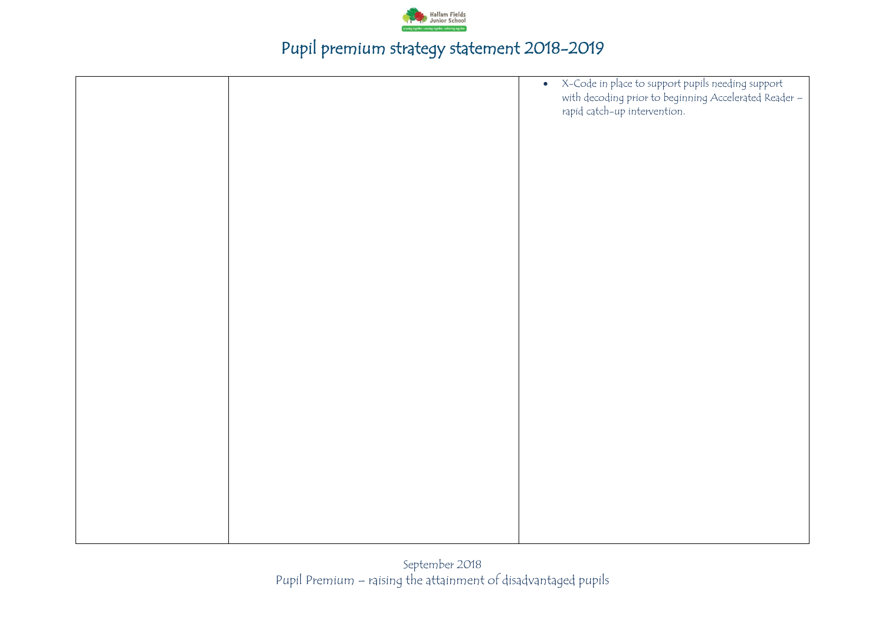| | | • X-Code in place to support pupils needing support with decoding prior to beginning Accelerated Reader – rapid catch-up intervention. |
|---|---|---|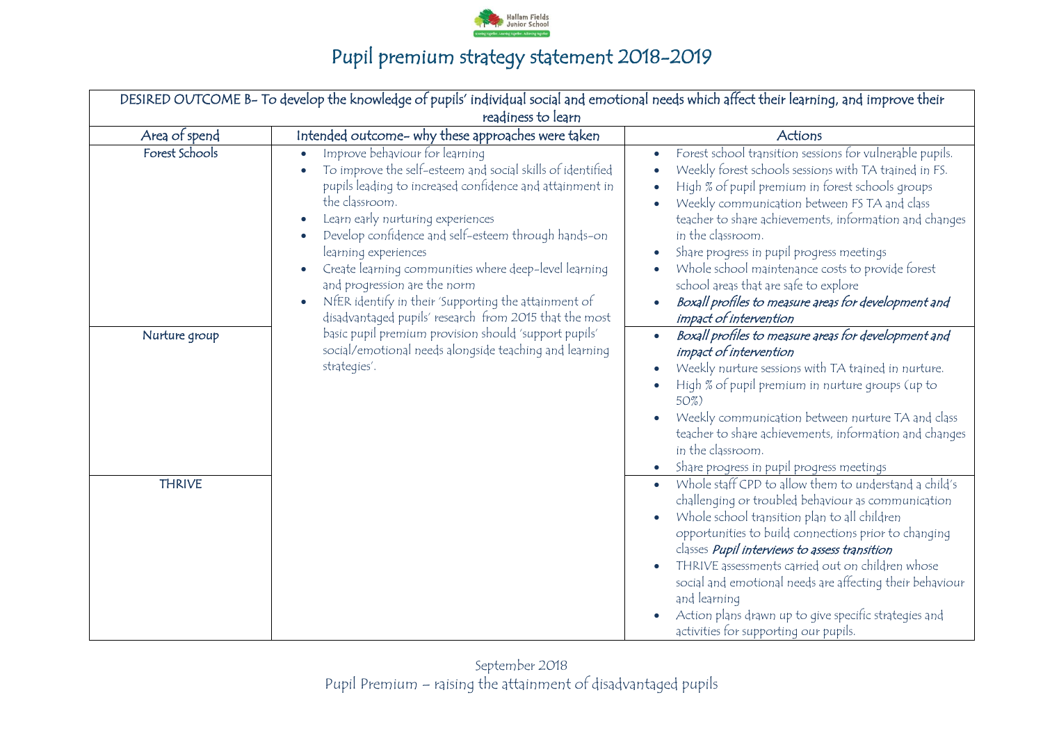# Pupil premium strategy statement 2018-2019

| DESIRED OUTCOME B- To develop the knowledge of pupils' individual social and emotional needs which affect their learning, and improve their readiness to learn | | |
|---|---|---|
| **Area of spend** | **Intended outcome- why these approaches were taken** | **Actions** |
| Forest Schools | • Improve behaviour for learning<br>• To improve the self-esteem and social skills of identified pupils leading to increased confidence and attainment in the classroom.<br>• Learn early nurturing experiences<br>• Develop confidence and self-esteem through hands-on learning experiences<br>• Create learning communities where deep-level learning and progression are the norm<br>• NfER identify in their 'Supporting the attainment of disadvantaged pupils' research from 2015 that the most basic pupil premium provision should 'support pupils' social/emotional needs alongside teaching and learning strategies'. | • Forest school transition sessions for vulnerable pupils.<br>• Weekly forest schools sessions with TA trained in FS.<br>• High % of pupil premium in forest schools groups<br>• Weekly communication between FS TA and class teacher to share achievements, information and changes in the classroom.<br>• Share progress in pupil progress meetings<br>• Whole school maintenance costs to provide forest school areas that are safe to explore<br>• ***Boxall profiles to measure areas for development and impact of intervention*** |
| Nurture group | | • ***Boxall profiles to measure areas for development and impact of intervention***<br>• Weekly nurture sessions with TA trained in nurture.<br>• High % of pupil premium in nurture groups (up to 50%)<br>• Weekly communication between nurture TA and class teacher to share achievements, information and changes in the classroom.<br>• Share progress in pupil progress meetings |
| THRIVE | | • Whole staff CPD to allow them to understand a child's challenging or troubled behaviour as communication<br>• Whole school transition plan to all children opportunities to build connections prior to changing classes ***Pupil interviews to assess transition***<br>• THRIVE assessments carried out on children whose social and emotional needs are affecting their behaviour and learning<br>• Action plans drawn up to give specific strategies and activities for supporting our pupils. |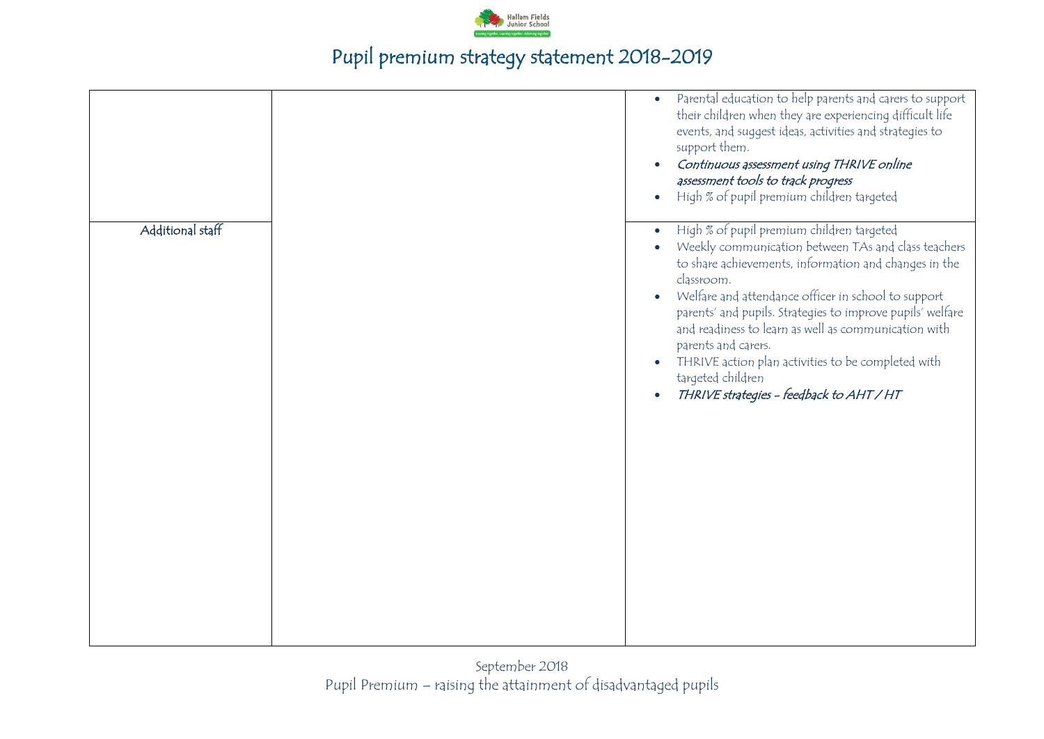# Pupil premium strategy statement 2018-2019

| | | |
|---|---|---|
| | | • Parental education to help parents and carers to support their children when they are experiencing difficult life events, and suggest ideas, activities and strategies to support them.<br>• ***Continuous assessment using THRIVE online assessment tools to track progress***<br>• High % of pupil premium children targeted |
| Additional staff | | • High % of pupil premium children targeted<br>• Weekly communication between TAs and class teachers to share achievements, information and changes in the classroom.<br>• Welfare and attendance officer in school to support parents' and pupils. Strategies to improve pupils' welfare and readiness to learn as well as communication with parents and carers.<br>• THRIVE action plan activities to be completed with targeted children<br>• ***THRIVE strategies – feedback to AHT / HT*** |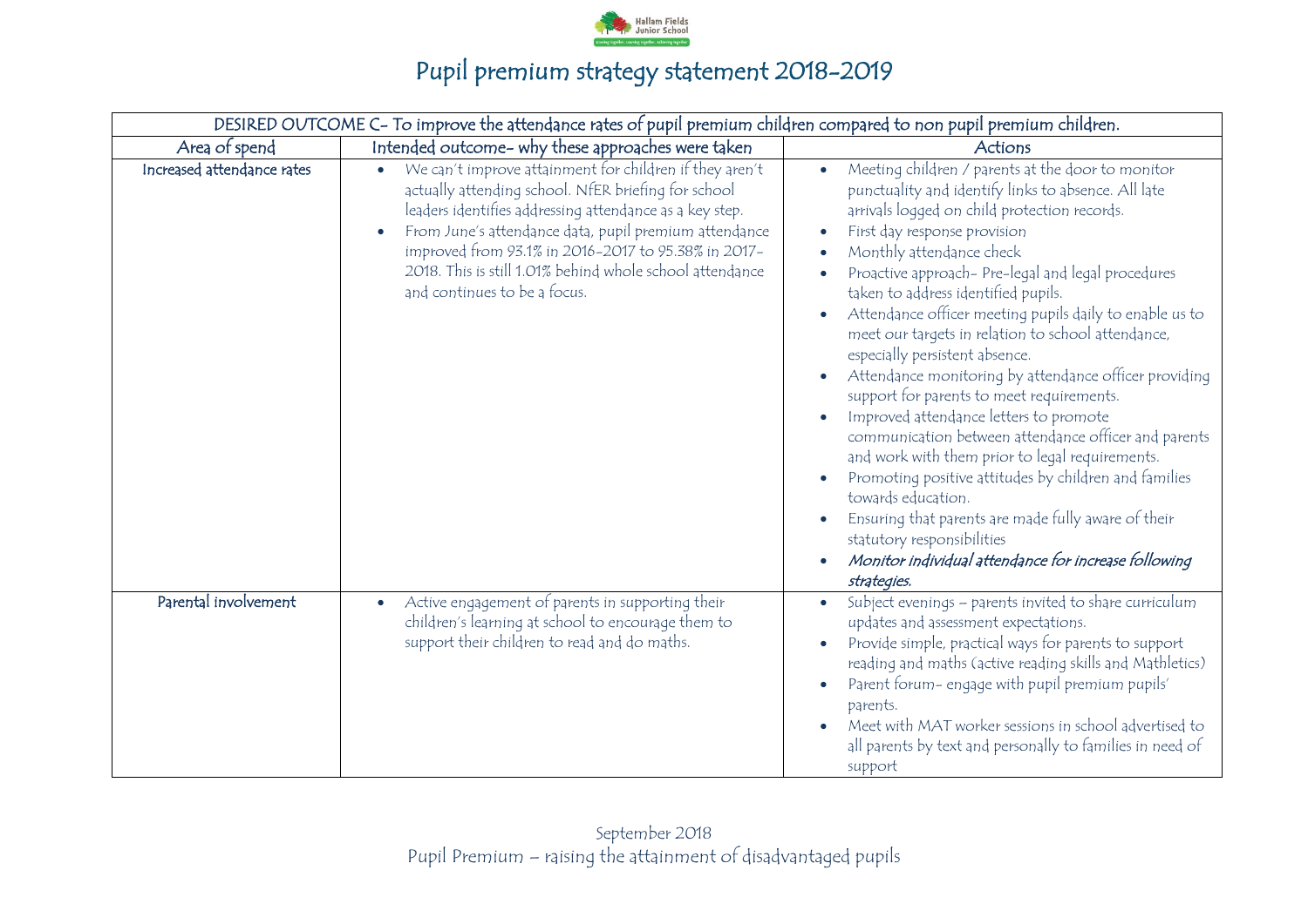# Pupil premium strategy statement 2018-2019

| DESIRED OUTCOME C- To improve the attendance rates of pupil premium children compared to non pupil premium children. | | |
|---|---|---|
| **Area of spend** | **Intended outcome- why these approaches were taken** | **Actions** |
| Increased attendance rates | <ul><li>We can't improve attainment for children if they aren't actually attending school. NfER briefing for school leaders identifies addressing attendance as a key step.</li><li>From June's attendance data, pupil premium attendance improved from 93.1% in 2016-2017 to 95.38% in 2017-2018. This is still 1.01% behind whole school attendance and continues to be a focus.</li></ul> | <ul><li>Meeting children / parents at the door to monitor punctuality and identify links to absence. All late arrivals logged on child protection records.</li><li>First day response provision</li><li>Monthly attendance check</li><li>Proactive approach- Pre-legal and legal procedures taken to address identified pupils.</li><li>Attendance officer meeting pupils daily to enable us to meet our targets in relation to school attendance, especially persistent absence.</li><li>Attendance monitoring by attendance officer providing support for parents to meet requirements.</li><li>Improved attendance letters to promote communication between attendance officer and parents and work with them prior to legal requirements.</li><li>Promoting positive attitudes by children and families towards education.</li><li>Ensuring that parents are made fully aware of their statutory responsibilities</li><li>*Monitor individual attendance for increase following strategies.*</li></ul> |
| Parental involvement | <ul><li>Active engagement of parents in supporting their children's learning at school to encourage them to support their children to read and do maths.</li></ul> | <ul><li>Subject evenings – parents invited to share curriculum updates and assessment expectations.</li><li>Provide simple, practical ways for parents to support reading and maths (active reading skills and Mathletics)</li><li>Parent forum- engage with pupil premium pupils' parents.</li><li>Meet with MAT worker sessions in school advertised to all parents by text and personally to families in need of support</li></ul> |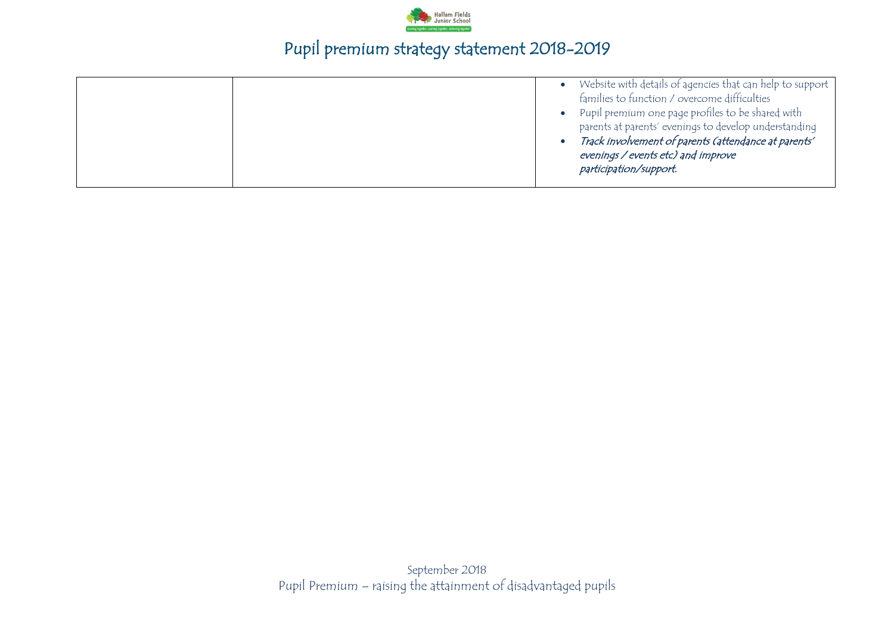| | | |
|---|---|---|
| | | <ul><li>Website with details of agencies that can help to support families to function / overcome difficulties</li><li>Pupil premium one page profiles to be shared with parents at parents' evenings to develop understanding</li><li>***Track involvement of parents (attendance at parents' evenings / events etc) and improve participation/support.***</li></ul> |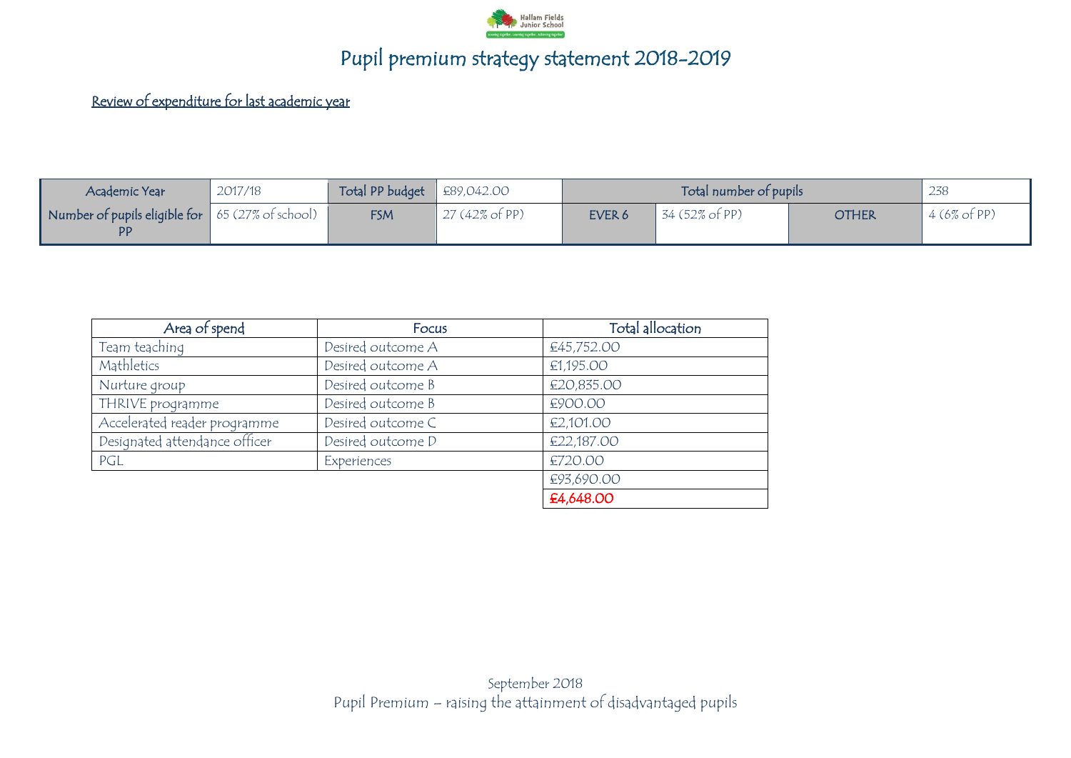# Pupil premium strategy statement 2018-2019

Review of expenditure for last academic year

| Academic Year | 2017/18 | Total PP budget | £89,042.00 | Total number of pupils | | | 238 |
|---|---|---|---|---|---|---|---|
| Number of pupils eligible for PP | 65 (27% of school) | FSM | 27 (42% of PP) | EVER 6 | 34 (52% of PP) | OTHER | 4 (6% of PP) |

| Area of spend | Focus | Total allocation |
|---|---|---|
| Team teaching | Desired outcome A | £45,752.00 |
| Mathletics | Desired outcome A | £1,195.00 |
| Nurture group | Desired outcome B | £20,835.00 |
| THRIVE programme | Desired outcome B | £900.00 |
| Accelerated reader programme | Desired outcome C | £2,101.00 |
| Designated attendance officer | Desired outcome D | £22,187.00 |
| PGL | Experiences | £720.00 |
| | | £93,690.00 |
| | | £4,648.00 |

September 2018
Pupil Premium – raising the attainment of disadvantaged pupils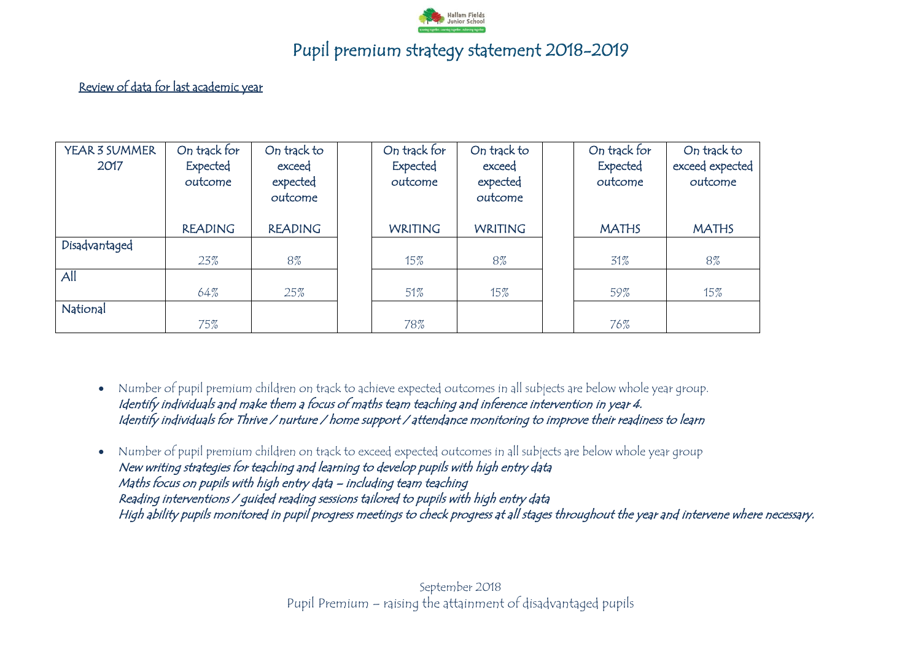# Pupil premium strategy statement 2018-2019

Review of data for last academic year

| YEAR 3 SUMMER 2017 | On track for Expected outcome READING | On track to exceed expected outcome READING | | On track for Expected outcome WRITING | On track to exceed expected outcome WRITING | | On track for Expected outcome MATHS | On track to exceed expected outcome MATHS |
|---|---|---|---|---|---|---|---|---|
| Disadvantaged | 23% | 8% | | 15% | 8% | | 31% | 8% |
| All | 64% | 25% | | 51% | 15% | | 59% | 15% |
| National | 75% | | | 78% | | | 76% | |

- Number of pupil premium children on track to achieve expected outcomes in all subjects are below whole year group.
  *Identify individuals and make them a focus of maths team teaching and inference intervention in year 4.*
  *Identify individuals for Thrive / nurture / home support / attendance monitoring to improve their readiness to learn*

- Number of pupil premium children on track to exceed expected outcomes in all subjects are below whole year group
  *New writing strategies for teaching and learning to develop pupils with high entry data*
  *Maths focus on pupils with high entry data – including team teaching*
  *Reading interventions / guided reading sessions tailored to pupils with high entry data*
  *High ability pupils monitored in pupil progress meetings to check progress at all stages throughout the year and intervene where necessary.*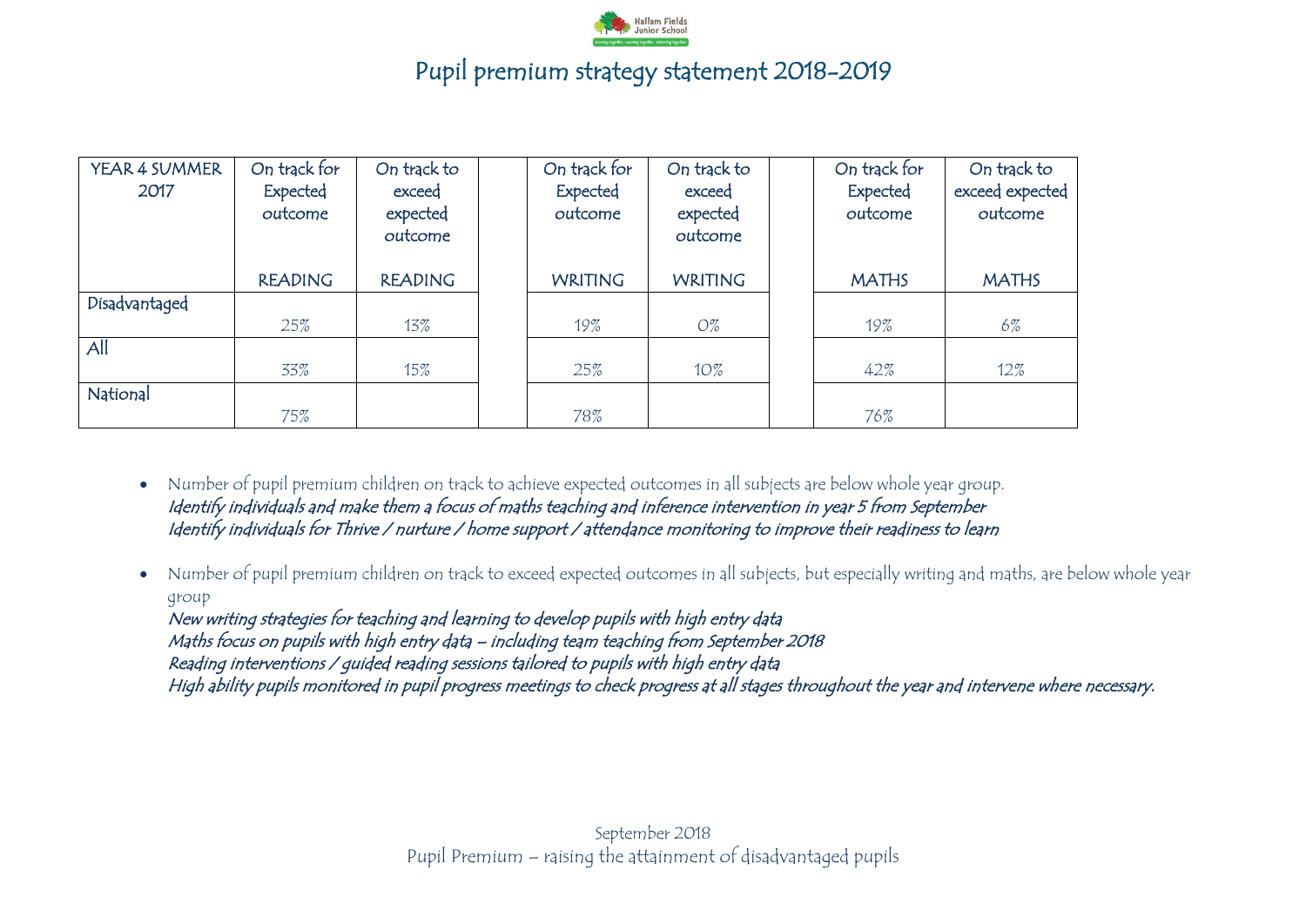# Pupil premium strategy statement 2018-2019

| YEAR 4 SUMMER 2017 | On track for Expected outcome READING | On track to exceed expected outcome READING | | On track for Expected outcome WRITING | On track to exceed expected outcome WRITING | | On track for Expected outcome MATHS | On track to exceed expected outcome MATHS |
|---|---|---|---|---|---|---|---|---|
| Disadvantaged | 25% | 13% | | 19% | 0% | | 19% | 6% |
| All | 33% | 15% | | 25% | 10% | | 42% | 12% |
| National | 75% | | | 78% | | | 76% | |

- Number of pupil premium children on track to achieve expected outcomes in all subjects are below whole year group.
  *Identify individuals and make them a focus of maths teaching and inference intervention in year 5 from September*
  *Identify individuals for Thrive / nurture / home support / attendance monitoring to improve their readiness to learn*

- Number of pupil premium children on track to exceed expected outcomes in all subjects, but especially writing and maths, are below whole year group
  *New writing strategies for teaching and learning to develop pupils with high entry data*
  *Maths focus on pupils with high entry data – including team teaching from September 2018*
  *Reading interventions / guided reading sessions tailored to pupils with high entry data*
  *High ability pupils monitored in pupil progress meetings to check progress at all stages throughout the year and intervene where necessary.*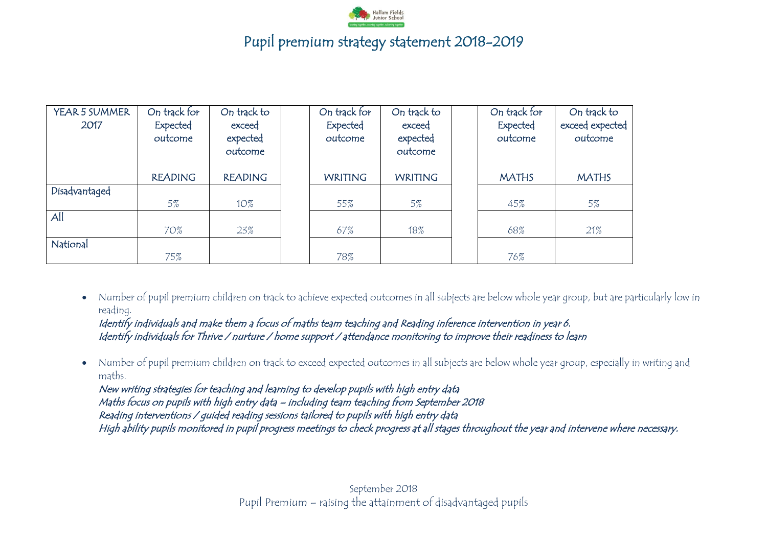# Pupil premium strategy statement 2018-2019

| YEAR 5 SUMMER 2017 | On track for Expected outcome READING | On track to exceed expected outcome READING | | On track for Expected outcome WRITING | On track to exceed expected outcome WRITING | | On track for Expected outcome MATHS | On track to exceed expected outcome MATHS |
|---|---|---|---|---|---|---|---|---|
| Disadvantaged | 5% | 10% | | 55% | 5% | | 45% | 5% |
| All | 70% | 23% | | 67% | 18% | | 68% | 21% |
| National | 75% | | | 78% | | | 76% | |

- Number of pupil premium children on track to achieve expected outcomes in all subjects are below whole year group, but are particularly low in reading.
  *Identify individuals and make them a focus of maths team teaching and Reading inference intervention in year 6.*
  *Identify individuals for Thrive / nurture / home support / attendance monitoring to improve their readiness to learn*

- Number of pupil premium children on track to exceed expected outcomes in all subjects are below whole year group, especially in writing and maths.
  *New writing strategies for teaching and learning to develop pupils with high entry data*
  *Maths focus on pupils with high entry data – including team teaching from September 2018*
  *Reading interventions / guided reading sessions tailored to pupils with high entry data*
  *High ability pupils monitored in pupil progress meetings to check progress at all stages throughout the year and intervene where necessary.*

September 2018
Pupil Premium – raising the attainment of disadvantaged pupils